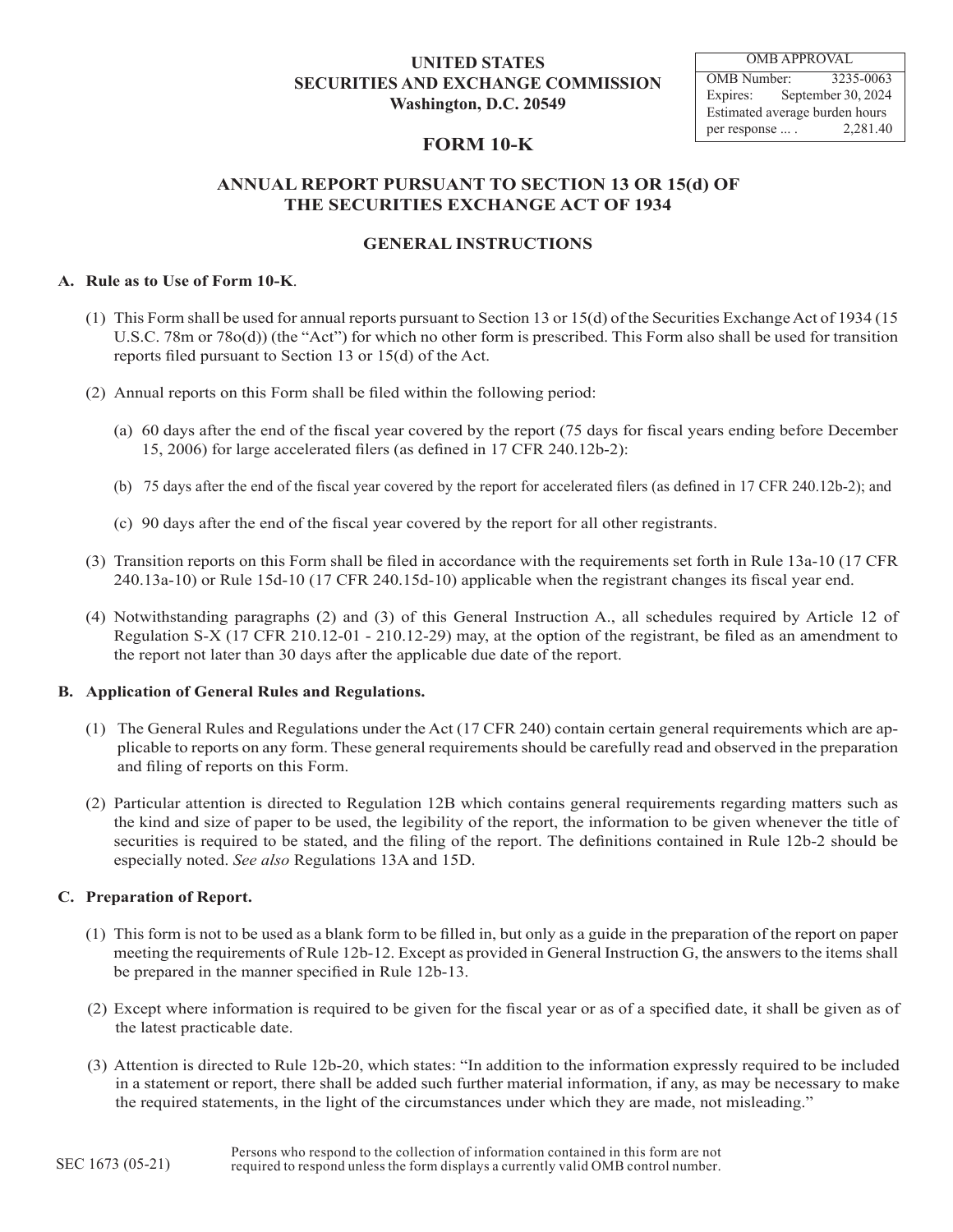**UNITED STATES**
**SECURITIES AND EXCHANGE COMMISSION**
**Washington, D.C. 20549**

| OMB APPROVAL | |
|---|---|
| OMB Number: | 3235-0063 |
| Expires: | September 30, 2024 |
| Estimated average burden hours per response ... . | 2,281.40 |

# FORM 10-K

## ANNUAL REPORT PURSUANT TO SECTION 13 OR 15(d) OF THE SECURITIES EXCHANGE ACT OF 1934

## GENERAL INSTRUCTIONS

### A. Rule as to Use of Form 10-K.

(1) This Form shall be used for annual reports pursuant to Section 13 or 15(d) of the Securities Exchange Act of 1934 (15 U.S.C. 78m or 78o(d)) (the "Act") for which no other form is prescribed. This Form also shall be used for transition reports filed pursuant to Section 13 or 15(d) of the Act.

(2) Annual reports on this Form shall be filed within the following period:

(a) 60 days after the end of the fiscal year covered by the report (75 days for fiscal years ending before December 15, 2006) for large accelerated filers (as defined in 17 CFR 240.12b-2):

(b) 75 days after the end of the fiscal year covered by the report for accelerated filers (as defined in 17 CFR 240.12b-2); and

(c) 90 days after the end of the fiscal year covered by the report for all other registrants.

(3) Transition reports on this Form shall be filed in accordance with the requirements set forth in Rule 13a-10 (17 CFR 240.13a-10) or Rule 15d-10 (17 CFR 240.15d-10) applicable when the registrant changes its fiscal year end.

(4) Notwithstanding paragraphs (2) and (3) of this General Instruction A., all schedules required by Article 12 of Regulation S-X (17 CFR 210.12-01 - 210.12-29) may, at the option of the registrant, be filed as an amendment to the report not later than 30 days after the applicable due date of the report.

### B. Application of General Rules and Regulations.

(1) The General Rules and Regulations under the Act (17 CFR 240) contain certain general requirements which are applicable to reports on any form. These general requirements should be carefully read and observed in the preparation and filing of reports on this Form.

(2) Particular attention is directed to Regulation 12B which contains general requirements regarding matters such as the kind and size of paper to be used, the legibility of the report, the information to be given whenever the title of securities is required to be stated, and the filing of the report. The definitions contained in Rule 12b-2 should be especially noted. *See also* Regulations 13A and 15D.

### C. Preparation of Report.

(1) This form is not to be used as a blank form to be filled in, but only as a guide in the preparation of the report on paper meeting the requirements of Rule 12b-12. Except as provided in General Instruction G, the answers to the items shall be prepared in the manner specified in Rule 12b-13.

(2) Except where information is required to be given for the fiscal year or as of a specified date, it shall be given as of the latest practicable date.

(3) Attention is directed to Rule 12b-20, which states: "In addition to the information expressly required to be included in a statement or report, there shall be added such further material information, if any, as may be necessary to make the required statements, in the light of the circumstances under which they are made, not misleading."

SEC 1673 (05-21)

Persons who respond to the collection of information contained in this form are not required to respond unless the form displays a currently valid OMB control number.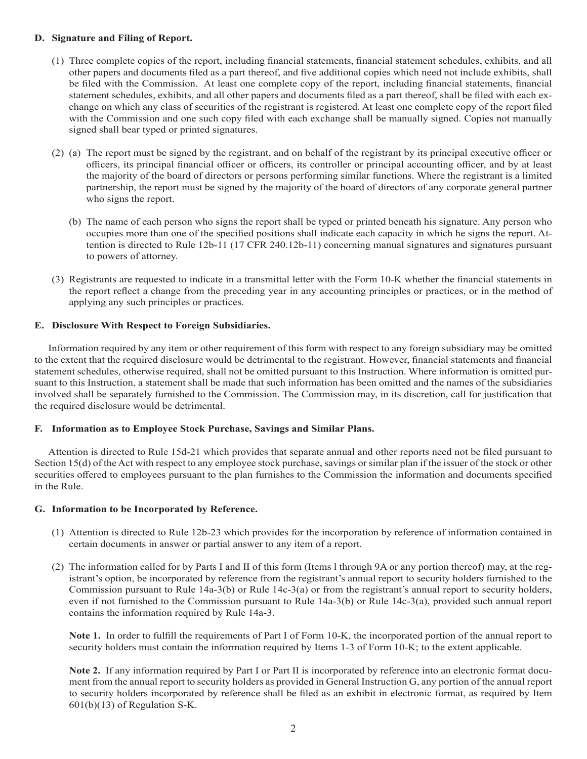### D. Signature and Filing of Report.

(1) Three complete copies of the report, including financial statements, financial statement schedules, exhibits, and all other papers and documents filed as a part thereof, and five additional copies which need not include exhibits, shall be filed with the Commission. At least one complete copy of the report, including financial statements, financial statement schedules, exhibits, and all other papers and documents filed as a part thereof, shall be filed with each exchange on which any class of securities of the registrant is registered. At least one complete copy of the report filed with the Commission and one such copy filed with each exchange shall be manually signed. Copies not manually signed shall bear typed or printed signatures.

(2) (a) The report must be signed by the registrant, and on behalf of the registrant by its principal executive officer or officers, its principal financial officer or officers, its controller or principal accounting officer, and by at least the majority of the board of directors or persons performing similar functions. Where the registrant is a limited partnership, the report must be signed by the majority of the board of directors of any corporate general partner who signs the report.

(b) The name of each person who signs the report shall be typed or printed beneath his signature. Any person who occupies more than one of the specified positions shall indicate each capacity in which he signs the report. Attention is directed to Rule 12b-11 (17 CFR 240.12b-11) concerning manual signatures and signatures pursuant to powers of attorney.

(3) Registrants are requested to indicate in a transmittal letter with the Form 10-K whether the financial statements in the report reflect a change from the preceding year in any accounting principles or practices, or in the method of applying any such principles or practices.

### E. Disclosure With Respect to Foreign Subsidiaries.

Information required by any item or other requirement of this form with respect to any foreign subsidiary may be omitted to the extent that the required disclosure would be detrimental to the registrant. However, financial statements and financial statement schedules, otherwise required, shall not be omitted pursuant to this Instruction. Where information is omitted pursuant to this Instruction, a statement shall be made that such information has been omitted and the names of the subsidiaries involved shall be separately furnished to the Commission. The Commission may, in its discretion, call for justification that the required disclosure would be detrimental.

### F. Information as to Employee Stock Purchase, Savings and Similar Plans.

Attention is directed to Rule 15d-21 which provides that separate annual and other reports need not be filed pursuant to Section 15(d) of the Act with respect to any employee stock purchase, savings or similar plan if the issuer of the stock or other securities offered to employees pursuant to the plan furnishes to the Commission the information and documents specified in the Rule.

### G. Information to be Incorporated by Reference.

(1) Attention is directed to Rule 12b-23 which provides for the incorporation by reference of information contained in certain documents in answer or partial answer to any item of a report.

(2) The information called for by Parts I and II of this form (Items l through 9A or any portion thereof) may, at the registrant's option, be incorporated by reference from the registrant's annual report to security holders furnished to the Commission pursuant to Rule 14a-3(b) or Rule 14c-3(a) or from the registrant's annual report to security holders, even if not furnished to the Commission pursuant to Rule 14a-3(b) or Rule 14c-3(a), provided such annual report contains the information required by Rule 14a-3.

**Note 1.** In order to fulfill the requirements of Part I of Form 10-K, the incorporated portion of the annual report to security holders must contain the information required by Items 1-3 of Form 10-K; to the extent applicable.

**Note 2.** If any information required by Part I or Part II is incorporated by reference into an electronic format document from the annual report to security holders as provided in General Instruction G, any portion of the annual report to security holders incorporated by reference shall be filed as an exhibit in electronic format, as required by Item 601(b)(13) of Regulation S-K.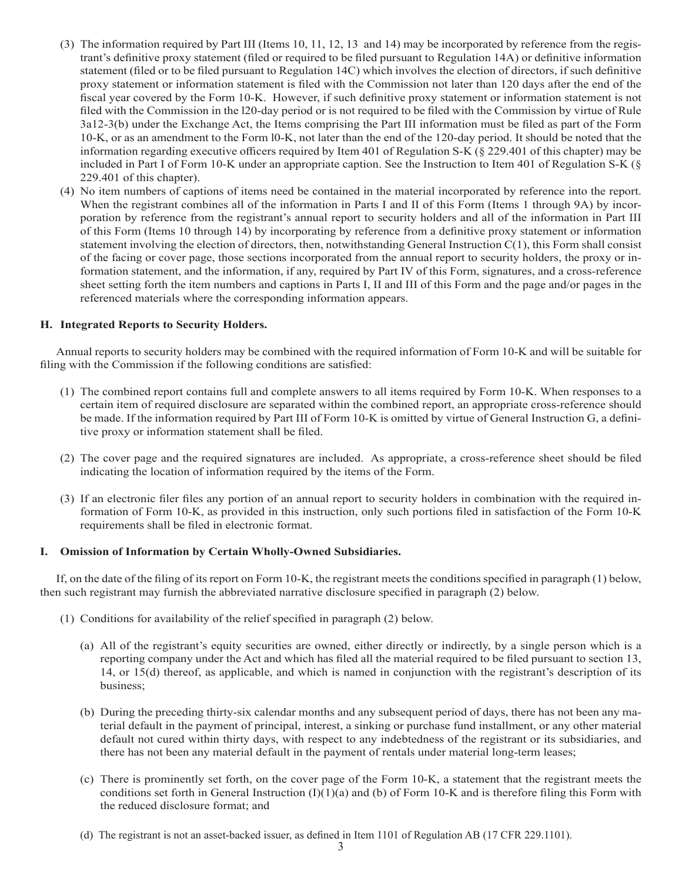(3) The information required by Part III (Items 10, 11, 12, 13 and 14) may be incorporated by reference from the registrant's definitive proxy statement (filed or required to be filed pursuant to Regulation 14A) or definitive information statement (filed or to be filed pursuant to Regulation 14C) which involves the election of directors, if such definitive proxy statement or information statement is filed with the Commission not later than 120 days after the end of the fiscal year covered by the Form 10-K. However, if such definitive proxy statement or information statement is not filed with the Commission in the l20-day period or is not required to be filed with the Commission by virtue of Rule 3a12-3(b) under the Exchange Act, the Items comprising the Part III information must be filed as part of the Form 10-K, or as an amendment to the Form l0-K, not later than the end of the 120-day period. It should be noted that the information regarding executive officers required by Item 401 of Regulation S-K (§ 229.401 of this chapter) may be included in Part I of Form 10-K under an appropriate caption. See the Instruction to Item 401 of Regulation S-K (§ 229.401 of this chapter).

(4) No item numbers of captions of items need be contained in the material incorporated by reference into the report. When the registrant combines all of the information in Parts I and II of this Form (Items 1 through 9A) by incorporation by reference from the registrant's annual report to security holders and all of the information in Part III of this Form (Items 10 through 14) by incorporating by reference from a definitive proxy statement or information statement involving the election of directors, then, notwithstanding General Instruction C(1), this Form shall consist of the facing or cover page, those sections incorporated from the annual report to security holders, the proxy or information statement, and the information, if any, required by Part IV of this Form, signatures, and a cross-reference sheet setting forth the item numbers and captions in Parts I, II and III of this Form and the page and/or pages in the referenced materials where the corresponding information appears.

### H. Integrated Reports to Security Holders.

Annual reports to security holders may be combined with the required information of Form 10-K and will be suitable for filing with the Commission if the following conditions are satisfied:

(1) The combined report contains full and complete answers to all items required by Form 10-K. When responses to a certain item of required disclosure are separated within the combined report, an appropriate cross-reference should be made. If the information required by Part III of Form 10-K is omitted by virtue of General Instruction G, a definitive proxy or information statement shall be filed.

(2) The cover page and the required signatures are included. As appropriate, a cross-reference sheet should be filed indicating the location of information required by the items of the Form.

(3) If an electronic filer files any portion of an annual report to security holders in combination with the required information of Form 10-K, as provided in this instruction, only such portions filed in satisfaction of the Form 10-K requirements shall be filed in electronic format.

### I. Omission of Information by Certain Wholly-Owned Subsidiaries.

If, on the date of the filing of its report on Form 10-K, the registrant meets the conditions specified in paragraph (1) below, then such registrant may furnish the abbreviated narrative disclosure specified in paragraph (2) below.

(1) Conditions for availability of the relief specified in paragraph (2) below.

(a) All of the registrant's equity securities are owned, either directly or indirectly, by a single person which is a reporting company under the Act and which has filed all the material required to be filed pursuant to section 13, 14, or 15(d) thereof, as applicable, and which is named in conjunction with the registrant's description of its business;

(b) During the preceding thirty-six calendar months and any subsequent period of days, there has not been any material default in the payment of principal, interest, a sinking or purchase fund installment, or any other material default not cured within thirty days, with respect to any indebtedness of the registrant or its subsidiaries, and there has not been any material default in the payment of rentals under material long-term leases;

(c) There is prominently set forth, on the cover page of the Form 10-K, a statement that the registrant meets the conditions set forth in General Instruction (I)(1)(a) and (b) of Form 10-K and is therefore filing this Form with the reduced disclosure format; and

(d) The registrant is not an asset-backed issuer, as defined in Item 1101 of Regulation AB (17 CFR 229.1101).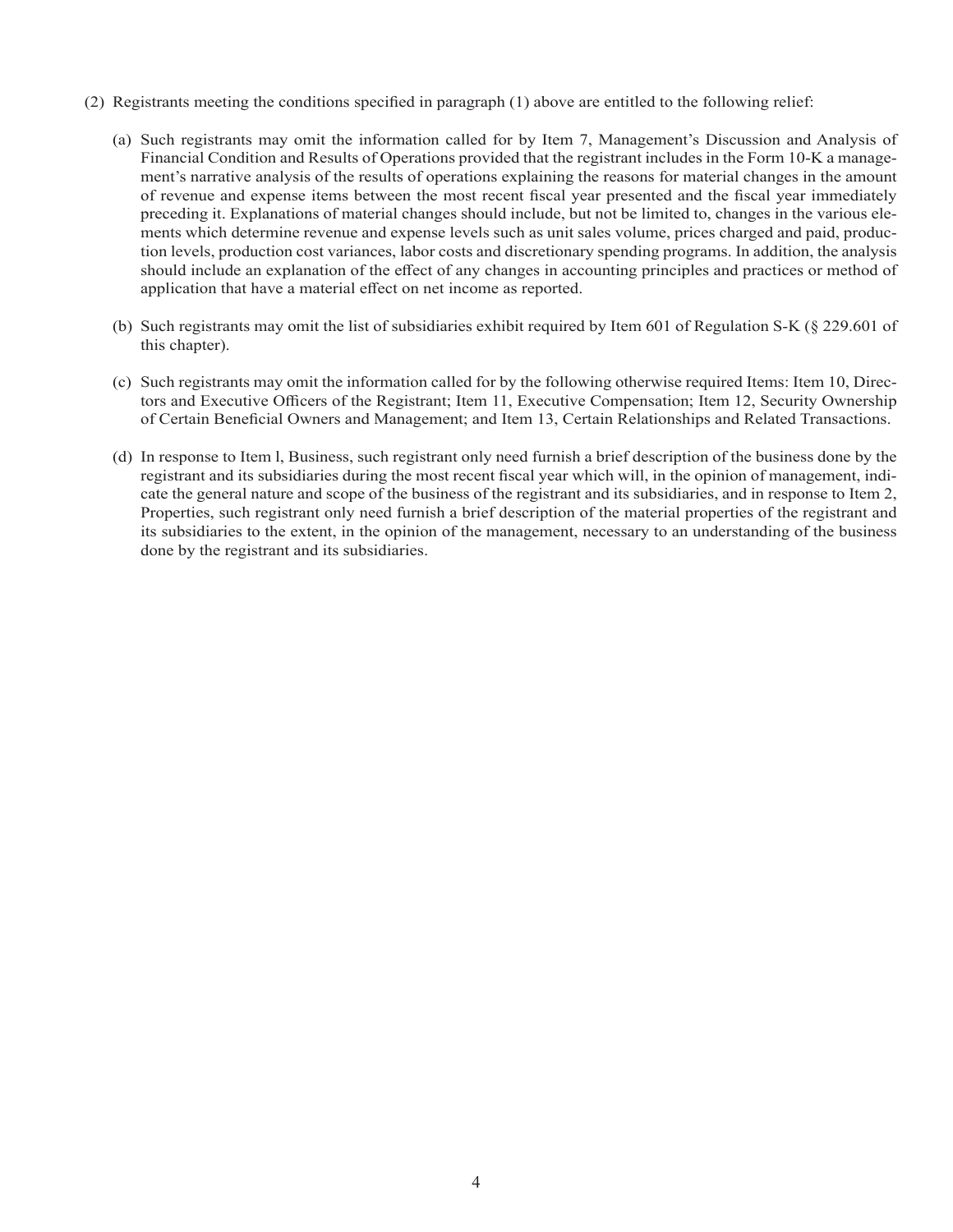(2) Registrants meeting the conditions specified in paragraph (1) above are entitled to the following relief:

(a) Such registrants may omit the information called for by Item 7, Management's Discussion and Analysis of Financial Condition and Results of Operations provided that the registrant includes in the Form 10-K a management's narrative analysis of the results of operations explaining the reasons for material changes in the amount of revenue and expense items between the most recent fiscal year presented and the fiscal year immediately preceding it. Explanations of material changes should include, but not be limited to, changes in the various elements which determine revenue and expense levels such as unit sales volume, prices charged and paid, production levels, production cost variances, labor costs and discretionary spending programs. In addition, the analysis should include an explanation of the effect of any changes in accounting principles and practices or method of application that have a material effect on net income as reported.

(b) Such registrants may omit the list of subsidiaries exhibit required by Item 601 of Regulation S-K (§ 229.601 of this chapter).

(c) Such registrants may omit the information called for by the following otherwise required Items: Item 10, Directors and Executive Officers of the Registrant; Item 11, Executive Compensation; Item 12, Security Ownership of Certain Beneficial Owners and Management; and Item 13, Certain Relationships and Related Transactions.

(d) In response to Item l, Business, such registrant only need furnish a brief description of the business done by the registrant and its subsidiaries during the most recent fiscal year which will, in the opinion of management, indicate the general nature and scope of the business of the registrant and its subsidiaries, and in response to Item 2, Properties, such registrant only need furnish a brief description of the material properties of the registrant and its subsidiaries to the extent, in the opinion of the management, necessary to an understanding of the business done by the registrant and its subsidiaries.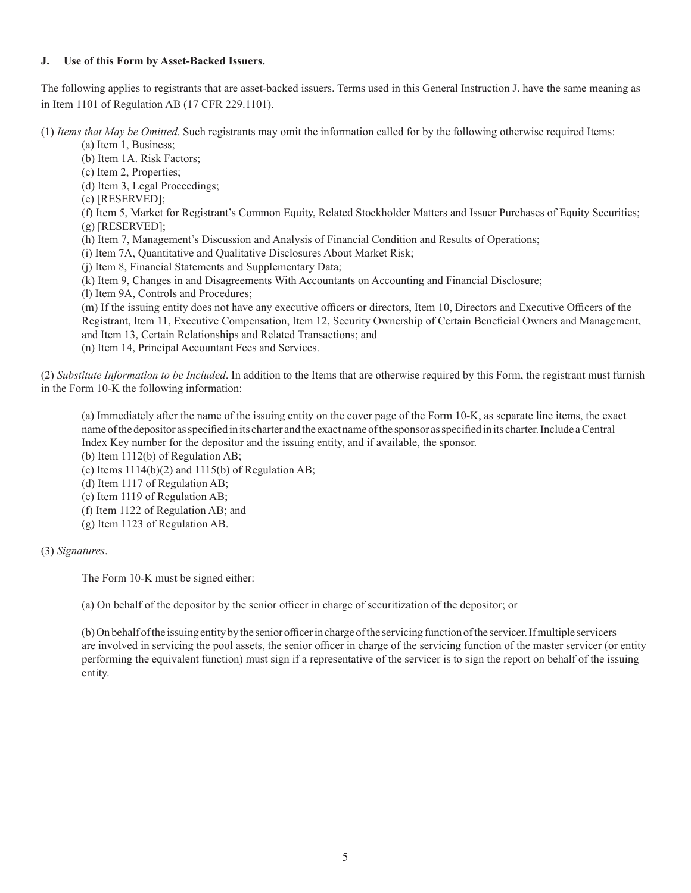**J. Use of this Form by Asset-Backed Issuers.**

The following applies to registrants that are asset-backed issuers. Terms used in this General Instruction J. have the same meaning as in Item 1101 of Regulation AB (17 CFR 229.1101).

(1) *Items that May be Omitted*. Such registrants may omit the information called for by the following otherwise required Items:

(a) Item 1, Business;
(b) Item 1A. Risk Factors;
(c) Item 2, Properties;
(d) Item 3, Legal Proceedings;
(e) [RESERVED];
(f) Item 5, Market for Registrant's Common Equity, Related Stockholder Matters and Issuer Purchases of Equity Securities;
(g) [RESERVED];
(h) Item 7, Management's Discussion and Analysis of Financial Condition and Results of Operations;
(i) Item 7A, Quantitative and Qualitative Disclosures About Market Risk;
(j) Item 8, Financial Statements and Supplementary Data;
(k) Item 9, Changes in and Disagreements With Accountants on Accounting and Financial Disclosure;
(l) Item 9A, Controls and Procedures;
(m) If the issuing entity does not have any executive officers or directors, Item 10, Directors and Executive Officers of the Registrant, Item 11, Executive Compensation, Item 12, Security Ownership of Certain Beneficial Owners and Management, and Item 13, Certain Relationships and Related Transactions; and
(n) Item 14, Principal Accountant Fees and Services.

(2) *Substitute Information to be Included*. In addition to the Items that are otherwise required by this Form, the registrant must furnish in the Form 10-K the following information:

(a) Immediately after the name of the issuing entity on the cover page of the Form 10-K, as separate line items, the exact name of the depositor as specified in its charter and the exact name of the sponsor as specified in its charter. Include a Central Index Key number for the depositor and the issuing entity, and if available, the sponsor.
(b) Item 1112(b) of Regulation AB;
(c) Items 1114(b)(2) and 1115(b) of Regulation AB;
(d) Item 1117 of Regulation AB;
(e) Item 1119 of Regulation AB;
(f) Item 1122 of Regulation AB; and
(g) Item 1123 of Regulation AB.

(3) *Signatures*.

The Form 10-K must be signed either:

(a) On behalf of the depositor by the senior officer in charge of securitization of the depositor; or

(b) On behalf of the issuing entity by the senior officer in charge of the servicing function of the servicer. If multiple servicers are involved in servicing the pool assets, the senior officer in charge of the servicing function of the master servicer (or entity performing the equivalent function) must sign if a representative of the servicer is to sign the report on behalf of the issuing entity.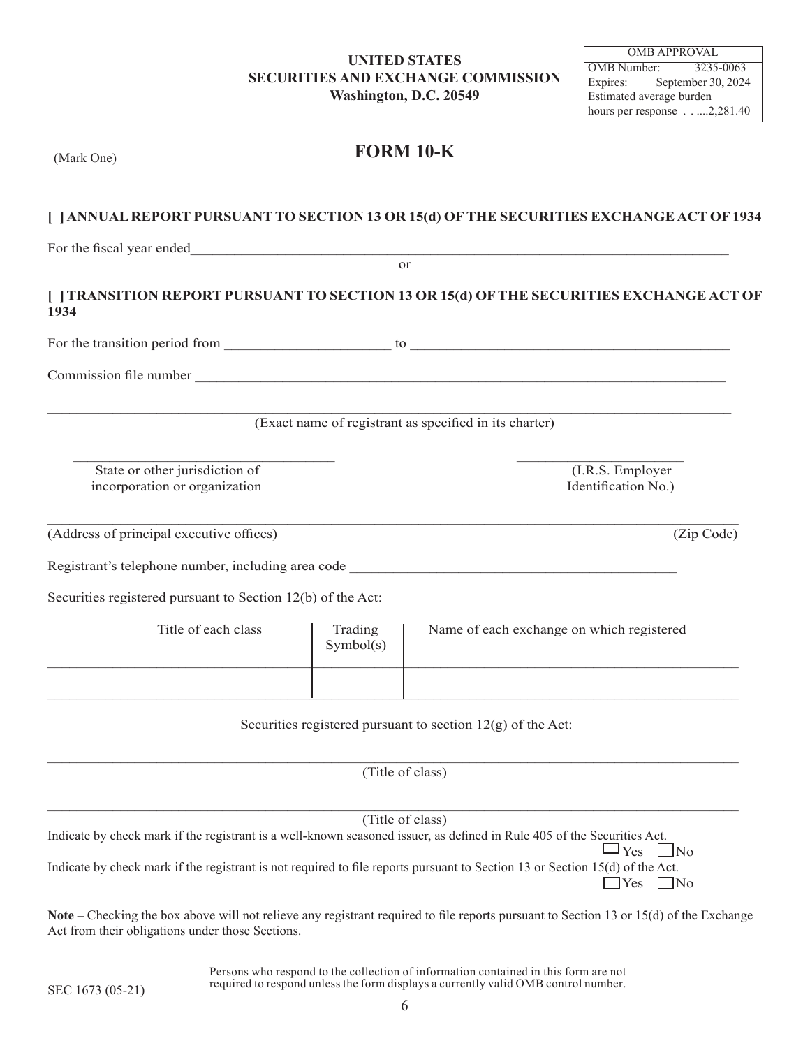UNITED STATES
SECURITIES AND EXCHANGE COMMISSION
Washington, D.C. 20549

| OMB APPROVAL | |
|---|---|
| OMB Number: | 3235-0063 |
| Expires: | September 30, 2024 |
| Estimated average burden | |
| hours per response . . ....2,281.40 | |

# FORM 10-K

(Mark One)

**[ ] ANNUAL REPORT PURSUANT TO SECTION 13 OR 15(d) OF THE SECURITIES EXCHANGE ACT OF 1934**

For the fiscal year ended_______________________________________________________________________________

or

**[ ] TRANSITION REPORT PURSUANT TO SECTION 13 OR 15(d) OF THE SECURITIES EXCHANGE ACT OF 1934**

For the transition period from _______________________ to _____________________________________________

Commission file number ____________________________________________________________________________

_____________________________________________________________________________________________
(Exact name of registrant as specified in its charter)

_____________________________________ State or other jurisdiction of incorporation or organization

________________________ (I.R.S. Employer Identification No.)

_____________________________________________________________________________________________
(Address of principal executive offices) (Zip Code)

Registrant's telephone number, including area code _______________________________________________

Securities registered pursuant to Section 12(b) of the Act:

| Title of each class | Trading Symbol(s) | Name of each exchange on which registered |
|---|---|---|
| | | |
| | | |

Securities registered pursuant to section 12(g) of the Act:

_____________________________________________________________________________________________
(Title of class)

_____________________________________________________________________________________________
(Title of class)

Indicate by check mark if the registrant is a well-known seasoned issuer, as defined in Rule 405 of the Securities Act.
☐ Yes ☐ No

Indicate by check mark if the registrant is not required to file reports pursuant to Section 13 or Section 15(d) of the Act.
☐ Yes ☐ No

**Note** – Checking the box above will not relieve any registrant required to file reports pursuant to Section 13 or 15(d) of the Exchange Act from their obligations under those Sections.

SEC 1673 (05-21)

Persons who respond to the collection of information contained in this form are not required to respond unless the form displays a currently valid OMB control number.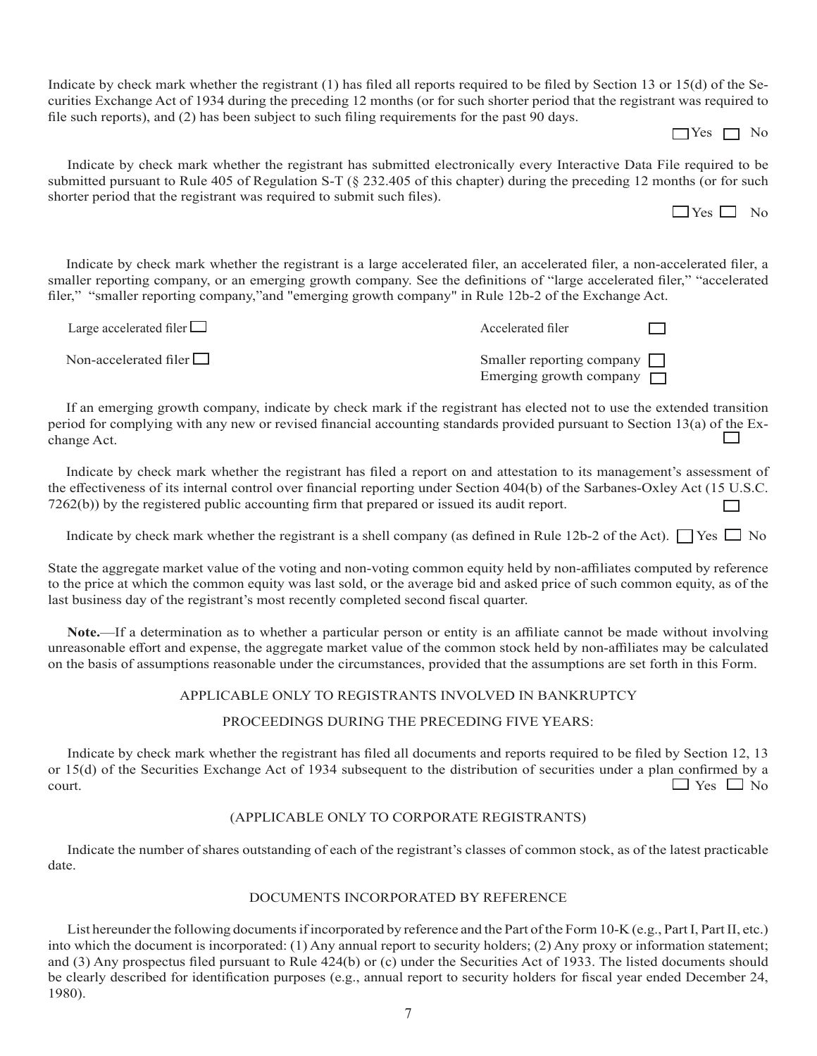Indicate by check mark whether the registrant (1) has filed all reports required to be filed by Section 13 or 15(d) of the Securities Exchange Act of 1934 during the preceding 12 months (or for such shorter period that the registrant was required to file such reports), and (2) has been subject to such filing requirements for the past 90 days.

☐ Yes ☐ No

Indicate by check mark whether the registrant has submitted electronically every Interactive Data File required to be submitted pursuant to Rule 405 of Regulation S-T (§ 232.405 of this chapter) during the preceding 12 months (or for such shorter period that the registrant was required to submit such files).

☐ Yes ☐ No

Indicate by check mark whether the registrant is a large accelerated filer, an accelerated filer, a non-accelerated filer, a smaller reporting company, or an emerging growth company. See the definitions of "large accelerated filer," "accelerated filer," "smaller reporting company,"and "emerging growth company" in Rule 12b-2 of the Exchange Act.

Large accelerated filer ☐

Accelerated filer ☐

Non-accelerated filer ☐

Smaller reporting company ☐

Emerging growth company ☐

If an emerging growth company, indicate by check mark if the registrant has elected not to use the extended transition period for complying with any new or revised financial accounting standards provided pursuant to Section 13(a) of the Exchange Act. ☐

Indicate by check mark whether the registrant has filed a report on and attestation to its management's assessment of the effectiveness of its internal control over financial reporting under Section 404(b) of the Sarbanes-Oxley Act (15 U.S.C. 7262(b)) by the registered public accounting firm that prepared or issued its audit report. ☐

Indicate by check mark whether the registrant is a shell company (as defined in Rule 12b-2 of the Act). ☐ Yes ☐ No

State the aggregate market value of the voting and non-voting common equity held by non-affiliates computed by reference to the price at which the common equity was last sold, or the average bid and asked price of such common equity, as of the last business day of the registrant's most recently completed second fiscal quarter.

**Note.**—If a determination as to whether a particular person or entity is an affiliate cannot be made without involving unreasonable effort and expense, the aggregate market value of the common stock held by non-affiliates may be calculated on the basis of assumptions reasonable under the circumstances, provided that the assumptions are set forth in this Form.

APPLICABLE ONLY TO REGISTRANTS INVOLVED IN BANKRUPTCY

PROCEEDINGS DURING THE PRECEDING FIVE YEARS:

Indicate by check mark whether the registrant has filed all documents and reports required to be filed by Section 12, 13 or 15(d) of the Securities Exchange Act of 1934 subsequent to the distribution of securities under a plan confirmed by a court. ☐ Yes ☐ No

(APPLICABLE ONLY TO CORPORATE REGISTRANTS)

Indicate the number of shares outstanding of each of the registrant's classes of common stock, as of the latest practicable date.

DOCUMENTS INCORPORATED BY REFERENCE

List hereunder the following documents if incorporated by reference and the Part of the Form 10-K (e.g., Part I, Part II, etc.) into which the document is incorporated: (1) Any annual report to security holders; (2) Any proxy or information statement; and (3) Any prospectus filed pursuant to Rule 424(b) or (c) under the Securities Act of 1933. The listed documents should be clearly described for identification purposes (e.g., annual report to security holders for fiscal year ended December 24, 1980).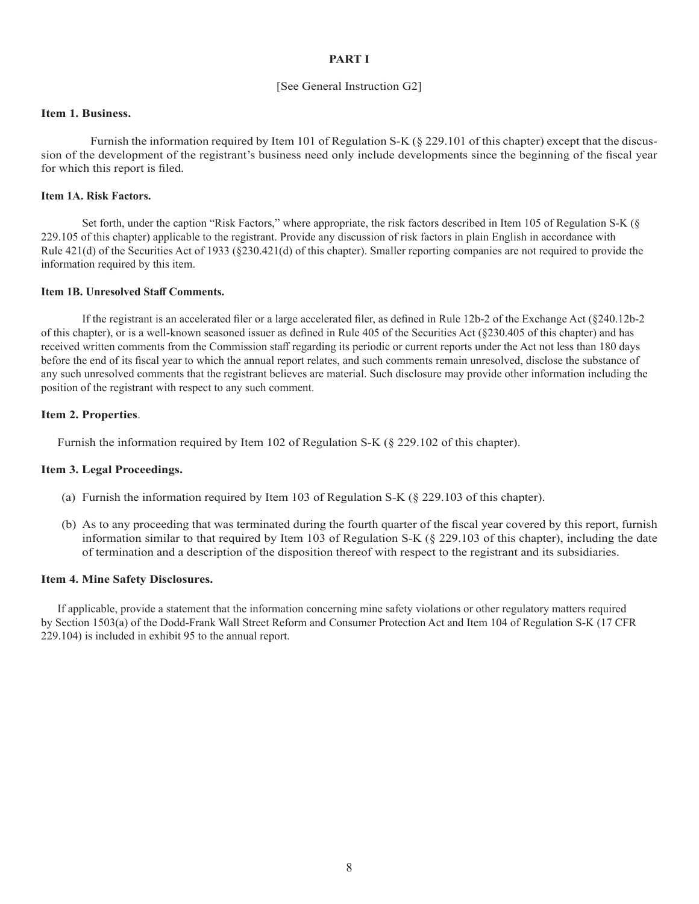# PART I

[See General Instruction G2]

### Item 1. Business.

Furnish the information required by Item 101 of Regulation S-K (§ 229.101 of this chapter) except that the discussion of the development of the registrant's business need only include developments since the beginning of the fiscal year for which this report is filed.

### Item 1A. Risk Factors.

Set forth, under the caption "Risk Factors," where appropriate, the risk factors described in Item 105 of Regulation S-K (§ 229.105 of this chapter) applicable to the registrant. Provide any discussion of risk factors in plain English in accordance with Rule 421(d) of the Securities Act of 1933 (§230.421(d) of this chapter). Smaller reporting companies are not required to provide the information required by this item.

### Item 1B. Unresolved Staff Comments.

If the registrant is an accelerated filer or a large accelerated filer, as defined in Rule 12b-2 of the Exchange Act (§240.12b-2 of this chapter), or is a well-known seasoned issuer as defined in Rule 405 of the Securities Act (§230.405 of this chapter) and has received written comments from the Commission staff regarding its periodic or current reports under the Act not less than 180 days before the end of its fiscal year to which the annual report relates, and such comments remain unresolved, disclose the substance of any such unresolved comments that the registrant believes are material. Such disclosure may provide other information including the position of the registrant with respect to any such comment.

### Item 2. Properties.

Furnish the information required by Item 102 of Regulation S-K (§ 229.102 of this chapter).

### Item 3. Legal Proceedings.

(a) Furnish the information required by Item 103 of Regulation S-K (§ 229.103 of this chapter).

(b) As to any proceeding that was terminated during the fourth quarter of the fiscal year covered by this report, furnish information similar to that required by Item 103 of Regulation S-K (§ 229.103 of this chapter), including the date of termination and a description of the disposition thereof with respect to the registrant and its subsidiaries.

### Item 4. Mine Safety Disclosures.

If applicable, provide a statement that the information concerning mine safety violations or other regulatory matters required by Section 1503(a) of the Dodd-Frank Wall Street Reform and Consumer Protection Act and Item 104 of Regulation S-K (17 CFR 229.104) is included in exhibit 95 to the annual report.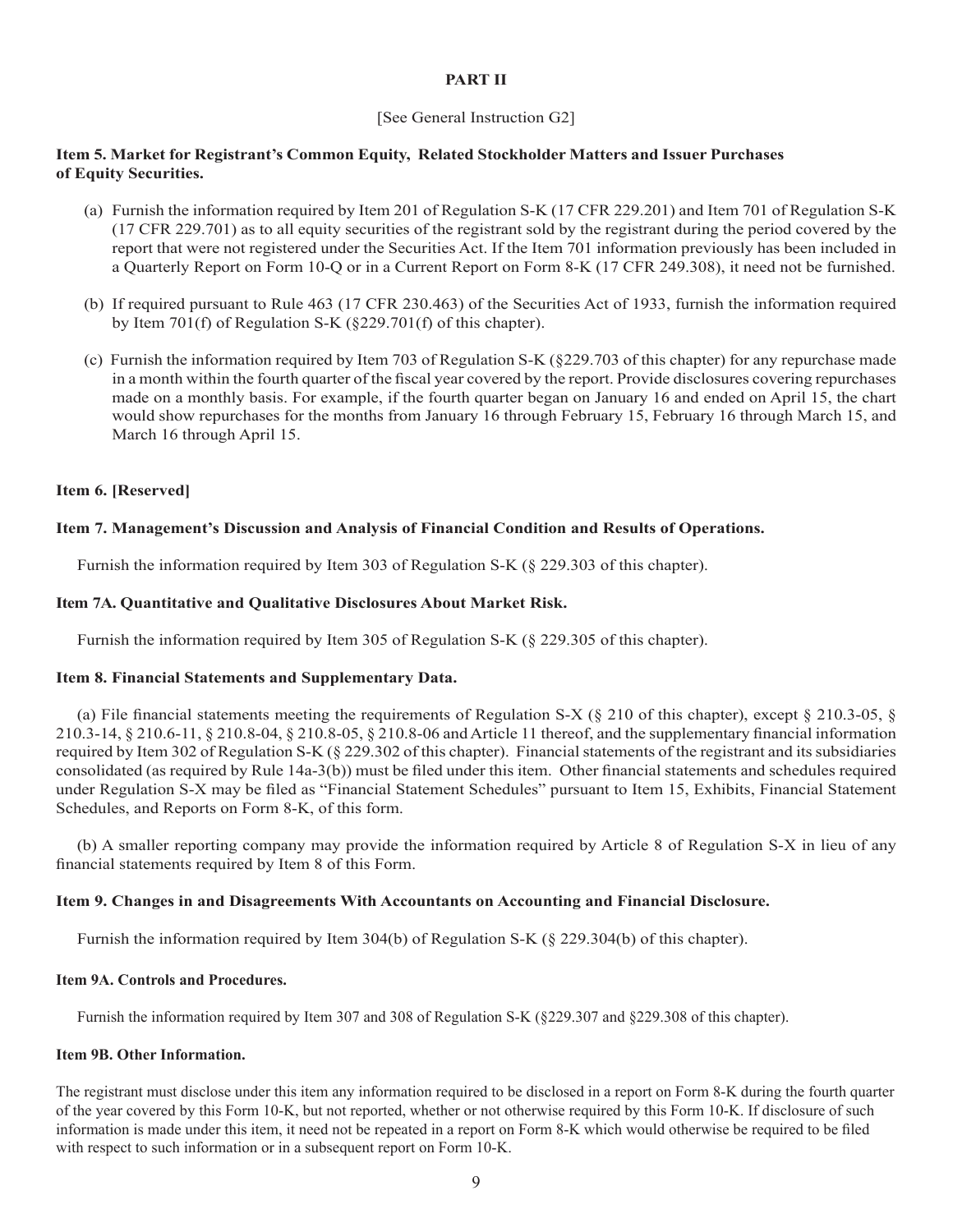## PART II

[See General Instruction G2]

### Item 5. Market for Registrant's Common Equity, Related Stockholder Matters and Issuer Purchases of Equity Securities.

(a) Furnish the information required by Item 201 of Regulation S-K (17 CFR 229.201) and Item 701 of Regulation S-K (17 CFR 229.701) as to all equity securities of the registrant sold by the registrant during the period covered by the report that were not registered under the Securities Act. If the Item 701 information previously has been included in a Quarterly Report on Form 10-Q or in a Current Report on Form 8-K (17 CFR 249.308), it need not be furnished.

(b) If required pursuant to Rule 463 (17 CFR 230.463) of the Securities Act of 1933, furnish the information required by Item 701(f) of Regulation S-K (§229.701(f) of this chapter).

(c) Furnish the information required by Item 703 of Regulation S-K (§229.703 of this chapter) for any repurchase made in a month within the fourth quarter of the fiscal year covered by the report. Provide disclosures covering repurchases made on a monthly basis. For example, if the fourth quarter began on January 16 and ended on April 15, the chart would show repurchases for the months from January 16 through February 15, February 16 through March 15, and March 16 through April 15.

### Item 6. [Reserved]

### Item 7. Management's Discussion and Analysis of Financial Condition and Results of Operations.

Furnish the information required by Item 303 of Regulation S-K (§ 229.303 of this chapter).

### Item 7A. Quantitative and Qualitative Disclosures About Market Risk.

Furnish the information required by Item 305 of Regulation S-K (§ 229.305 of this chapter).

### Item 8. Financial Statements and Supplementary Data.

(a) File financial statements meeting the requirements of Regulation S-X (§ 210 of this chapter), except § 210.3-05, § 210.3-14, § 210.6-11, § 210.8-04, § 210.8-05, § 210.8-06 and Article 11 thereof, and the supplementary financial information required by Item 302 of Regulation S-K (§ 229.302 of this chapter). Financial statements of the registrant and its subsidiaries consolidated (as required by Rule 14a-3(b)) must be filed under this item. Other financial statements and schedules required under Regulation S-X may be filed as "Financial Statement Schedules" pursuant to Item 15, Exhibits, Financial Statement Schedules, and Reports on Form 8-K, of this form.

(b) A smaller reporting company may provide the information required by Article 8 of Regulation S-X in lieu of any financial statements required by Item 8 of this Form.

### Item 9. Changes in and Disagreements With Accountants on Accounting and Financial Disclosure.

Furnish the information required by Item 304(b) of Regulation S-K (§ 229.304(b) of this chapter).

### Item 9A. Controls and Procedures.

Furnish the information required by Item 307 and 308 of Regulation S-K (§229.307 and §229.308 of this chapter).

### Item 9B. Other Information.

The registrant must disclose under this item any information required to be disclosed in a report on Form 8-K during the fourth quarter of the year covered by this Form 10-K, but not reported, whether or not otherwise required by this Form 10-K. If disclosure of such information is made under this item, it need not be repeated in a report on Form 8-K which would otherwise be required to be filed with respect to such information or in a subsequent report on Form 10-K.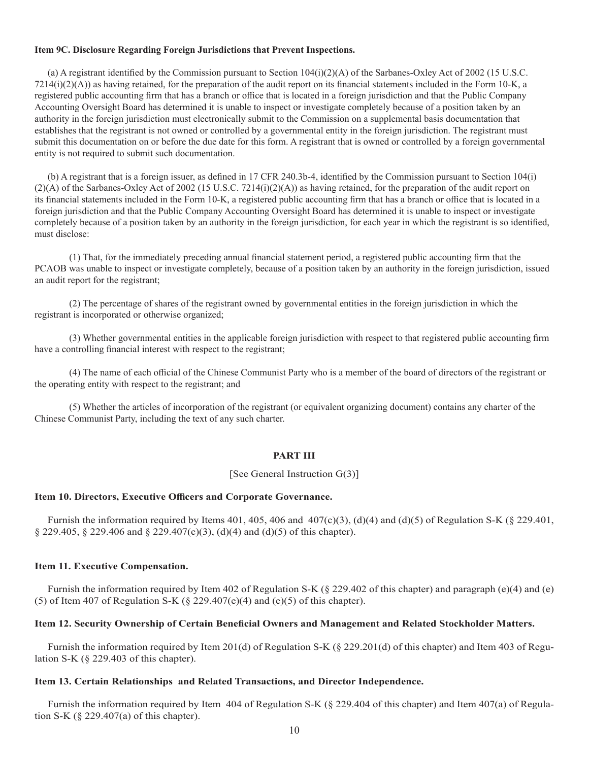**Item 9C. Disclosure Regarding Foreign Jurisdictions that Prevent Inspections.**

(a) A registrant identified by the Commission pursuant to Section 104(i)(2)(A) of the Sarbanes-Oxley Act of 2002 (15 U.S.C. 7214(i)(2)(A)) as having retained, for the preparation of the audit report on its financial statements included in the Form 10-K, a registered public accounting firm that has a branch or office that is located in a foreign jurisdiction and that the Public Company Accounting Oversight Board has determined it is unable to inspect or investigate completely because of a position taken by an authority in the foreign jurisdiction must electronically submit to the Commission on a supplemental basis documentation that establishes that the registrant is not owned or controlled by a governmental entity in the foreign jurisdiction. The registrant must submit this documentation on or before the due date for this form. A registrant that is owned or controlled by a foreign governmental entity is not required to submit such documentation.

(b) A registrant that is a foreign issuer, as defined in 17 CFR 240.3b-4, identified by the Commission pursuant to Section 104(i)(2)(A) of the Sarbanes-Oxley Act of 2002 (15 U.S.C. 7214(i)(2)(A)) as having retained, for the preparation of the audit report on its financial statements included in the Form 10-K, a registered public accounting firm that has a branch or office that is located in a foreign jurisdiction and that the Public Company Accounting Oversight Board has determined it is unable to inspect or investigate completely because of a position taken by an authority in the foreign jurisdiction, for each year in which the registrant is so identified, must disclose:

(1) That, for the immediately preceding annual financial statement period, a registered public accounting firm that the PCAOB was unable to inspect or investigate completely, because of a position taken by an authority in the foreign jurisdiction, issued an audit report for the registrant;

(2) The percentage of shares of the registrant owned by governmental entities in the foreign jurisdiction in which the registrant is incorporated or otherwise organized;

(3) Whether governmental entities in the applicable foreign jurisdiction with respect to that registered public accounting firm have a controlling financial interest with respect to the registrant;

(4) The name of each official of the Chinese Communist Party who is a member of the board of directors of the registrant or the operating entity with respect to the registrant; and

(5) Whether the articles of incorporation of the registrant (or equivalent organizing document) contains any charter of the Chinese Communist Party, including the text of any such charter.

## PART III

[See General Instruction G(3)]

**Item 10. Directors, Executive Officers and Corporate Governance.**

Furnish the information required by Items 401, 405, 406 and 407(c)(3), (d)(4) and (d)(5) of Regulation S-K (§ 229.401, § 229.405, § 229.406 and § 229.407(c)(3), (d)(4) and (d)(5) of this chapter).

**Item 11. Executive Compensation.**

Furnish the information required by Item 402 of Regulation S-K (§ 229.402 of this chapter) and paragraph (e)(4) and (e)(5) of Item 407 of Regulation S-K (§ 229.407(e)(4) and (e)(5) of this chapter).

**Item 12. Security Ownership of Certain Beneficial Owners and Management and Related Stockholder Matters.**

Furnish the information required by Item 201(d) of Regulation S-K (§ 229.201(d) of this chapter) and Item 403 of Regulation S-K (§ 229.403 of this chapter).

**Item 13. Certain Relationships and Related Transactions, and Director Independence.**

Furnish the information required by Item 404 of Regulation S-K (§ 229.404 of this chapter) and Item 407(a) of Regulation S-K (§ 229.407(a) of this chapter).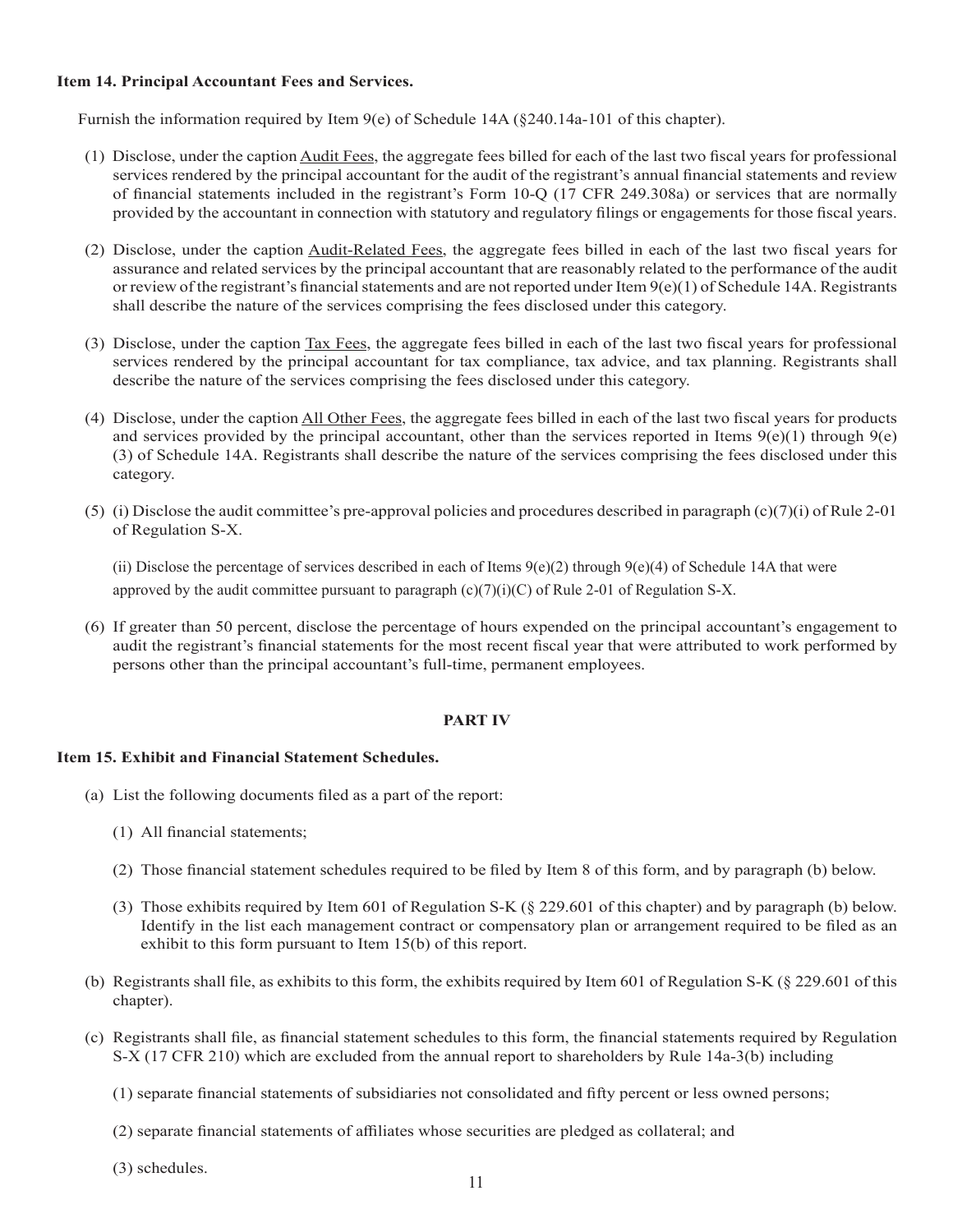**Item 14. Principal Accountant Fees and Services.**

Furnish the information required by Item 9(e) of Schedule 14A (§240.14a-101 of this chapter).

(1) Disclose, under the caption Audit Fees, the aggregate fees billed for each of the last two fiscal years for professional services rendered by the principal accountant for the audit of the registrant's annual financial statements and review of financial statements included in the registrant's Form 10-Q (17 CFR 249.308a) or services that are normally provided by the accountant in connection with statutory and regulatory filings or engagements for those fiscal years.

(2) Disclose, under the caption Audit-Related Fees, the aggregate fees billed in each of the last two fiscal years for assurance and related services by the principal accountant that are reasonably related to the performance of the audit or review of the registrant's financial statements and are not reported under Item 9(e)(1) of Schedule 14A. Registrants shall describe the nature of the services comprising the fees disclosed under this category.

(3) Disclose, under the caption Tax Fees, the aggregate fees billed in each of the last two fiscal years for professional services rendered by the principal accountant for tax compliance, tax advice, and tax planning. Registrants shall describe the nature of the services comprising the fees disclosed under this category.

(4) Disclose, under the caption All Other Fees, the aggregate fees billed in each of the last two fiscal years for products and services provided by the principal accountant, other than the services reported in Items 9(e)(1) through 9(e)(3) of Schedule 14A. Registrants shall describe the nature of the services comprising the fees disclosed under this category.

(5) (i) Disclose the audit committee's pre-approval policies and procedures described in paragraph (c)(7)(i) of Rule 2-01 of Regulation S-X.

(ii) Disclose the percentage of services described in each of Items 9(e)(2) through 9(e)(4) of Schedule 14A that were approved by the audit committee pursuant to paragraph (c)(7)(i)(C) of Rule 2-01 of Regulation S-X.

(6) If greater than 50 percent, disclose the percentage of hours expended on the principal accountant's engagement to audit the registrant's financial statements for the most recent fiscal year that were attributed to work performed by persons other than the principal accountant's full-time, permanent employees.

## PART IV

**Item 15. Exhibit and Financial Statement Schedules.**

(a) List the following documents filed as a part of the report:

(1) All financial statements;

(2) Those financial statement schedules required to be filed by Item 8 of this form, and by paragraph (b) below.

(3) Those exhibits required by Item 601 of Regulation S-K (§ 229.601 of this chapter) and by paragraph (b) below. Identify in the list each management contract or compensatory plan or arrangement required to be filed as an exhibit to this form pursuant to Item 15(b) of this report.

(b) Registrants shall file, as exhibits to this form, the exhibits required by Item 601 of Regulation S-K (§ 229.601 of this chapter).

(c) Registrants shall file, as financial statement schedules to this form, the financial statements required by Regulation S-X (17 CFR 210) which are excluded from the annual report to shareholders by Rule 14a-3(b) including

(1) separate financial statements of subsidiaries not consolidated and fifty percent or less owned persons;

(2) separate financial statements of affiliates whose securities are pledged as collateral; and

(3) schedules.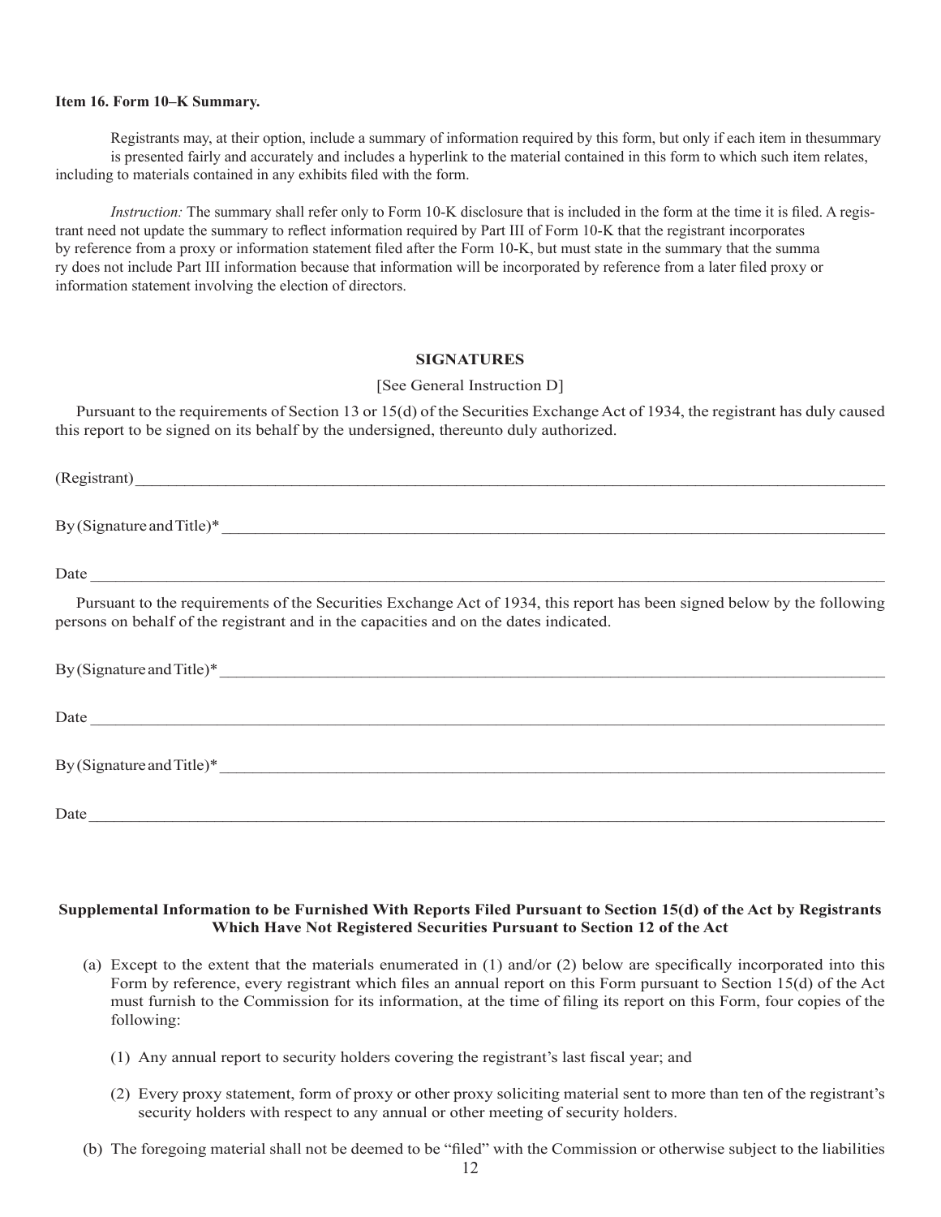**Item 16. Form 10–K Summary.**

Registrants may, at their option, include a summary of information required by this form, but only if each item in thesummary is presented fairly and accurately and includes a hyperlink to the material contained in this form to which such item relates, including to materials contained in any exhibits filed with the form.

*Instruction:* The summary shall refer only to Form 10-K disclosure that is included in the form at the time it is filed. A registrant need not update the summary to reflect information required by Part III of Form 10-K that the registrant incorporates by reference from a proxy or information statement filed after the Form 10-K, but must state in the summary that the summary does not include Part III information because that information will be incorporated by reference from a later filed proxy or information statement involving the election of directors.

## SIGNATURES

[See General Instruction D]

Pursuant to the requirements of Section 13 or 15(d) of the Securities Exchange Act of 1934, the registrant has duly caused this report to be signed on its behalf by the undersigned, thereunto duly authorized.

(Registrant)\_\_\_\_\_\_\_\_\_\_\_\_\_\_\_\_\_\_\_\_\_\_\_\_\_\_\_\_\_\_\_\_\_\_\_\_\_\_\_\_

By (Signature and Title)\* \_\_\_\_\_\_\_\_\_\_\_\_\_\_\_\_\_\_\_\_\_\_\_\_\_\_\_\_\_\_\_\_\_\_\_\_\_\_\_\_

Date \_\_\_\_\_\_\_\_\_\_\_\_\_\_\_\_\_\_\_\_\_\_\_\_\_\_\_\_\_\_\_\_\_\_\_\_\_\_\_\_

Pursuant to the requirements of the Securities Exchange Act of 1934, this report has been signed below by the following persons on behalf of the registrant and in the capacities and on the dates indicated.

By (Signature and Title)\* \_\_\_\_\_\_\_\_\_\_\_\_\_\_\_\_\_\_\_\_\_\_\_\_\_\_\_\_\_\_\_\_\_\_\_\_\_\_\_\_

Date \_\_\_\_\_\_\_\_\_\_\_\_\_\_\_\_\_\_\_\_\_\_\_\_\_\_\_\_\_\_\_\_\_\_\_\_\_\_\_\_

By (Signature and Title)\* \_\_\_\_\_\_\_\_\_\_\_\_\_\_\_\_\_\_\_\_\_\_\_\_\_\_\_\_\_\_\_\_\_\_\_\_\_\_\_\_

Date \_\_\_\_\_\_\_\_\_\_\_\_\_\_\_\_\_\_\_\_\_\_\_\_\_\_\_\_\_\_\_\_\_\_\_\_\_\_\_\_

**Supplemental Information to be Furnished With Reports Filed Pursuant to Section 15(d) of the Act by Registrants Which Have Not Registered Securities Pursuant to Section 12 of the Act**

(a) Except to the extent that the materials enumerated in (1) and/or (2) below are specifically incorporated into this Form by reference, every registrant which files an annual report on this Form pursuant to Section 15(d) of the Act must furnish to the Commission for its information, at the time of filing its report on this Form, four copies of the following:

(1) Any annual report to security holders covering the registrant's last fiscal year; and

(2) Every proxy statement, form of proxy or other proxy soliciting material sent to more than ten of the registrant's security holders with respect to any annual or other meeting of security holders.

(b) The foregoing material shall not be deemed to be "filed" with the Commission or otherwise subject to the liabilities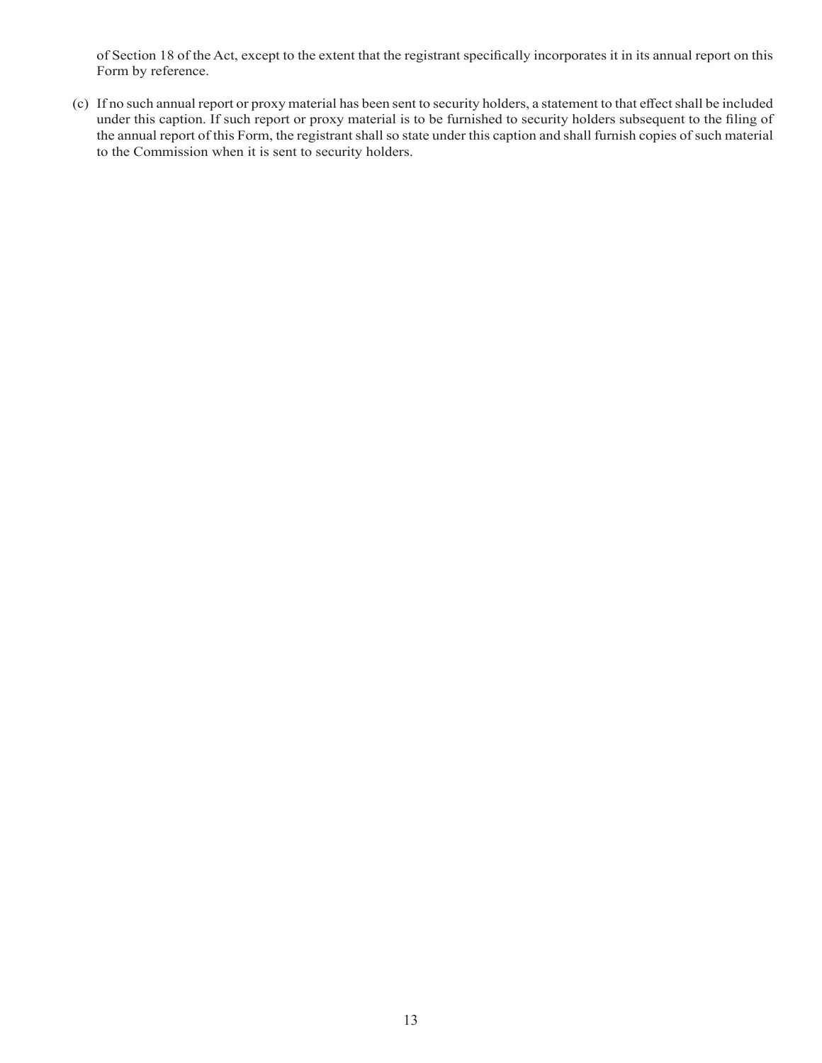of Section 18 of the Act, except to the extent that the registrant specifically incorporates it in its annual report on this Form by reference.

(c) If no such annual report or proxy material has been sent to security holders, a statement to that effect shall be included under this caption. If such report or proxy material is to be furnished to security holders subsequent to the filing of the annual report of this Form, the registrant shall so state under this caption and shall furnish copies of such material to the Commission when it is sent to security holders.